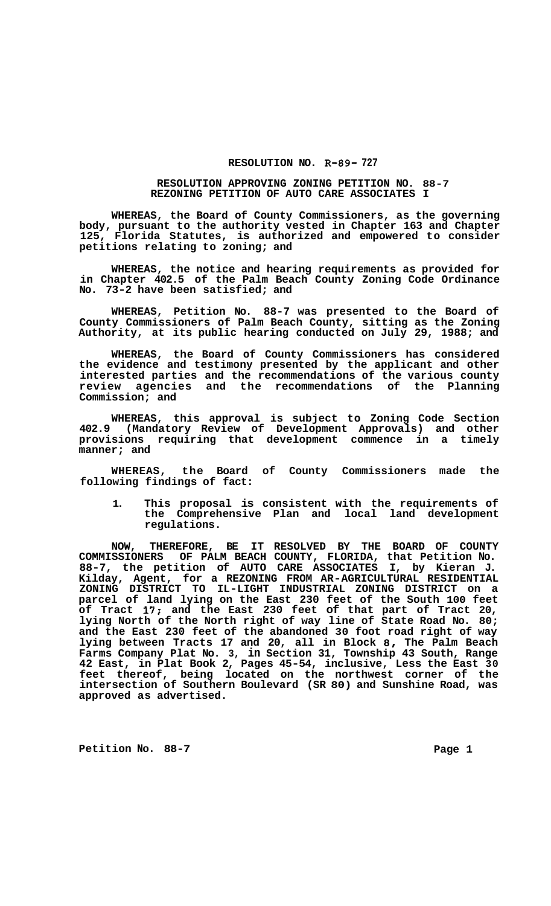# RESOLUTION NO. R-89- 727

## RESOLUTION APPROVING ZONING PETITION NO. 88-7 REZONING PETITION OF AUTO CARE ASSOCIATES I

**WHEREAS, the Board of County Commissioners, as the governing body, pursuant to the authority vested in Chapter 163 and Chapter 125, Florida Statutes, is authorized and empowered to consider petitions relating to zoning; and**

**WHEREAS, the notice and hearing requirements as provided for in Chapter 402.5 of the Palm Beach County Zoning Code Ordinance No. 73-2 have been satisfied; and**

**WHEREAS, Petition No. 88-7 was presented to the Board of County Commissioners of Palm Beach County, sitting as the Zoning Authority, at its public hearing conducted on July 29, 1988; and**

**WHEREAS, the Board of County Commissioners has considered the evidence and testimony presented by the applicant and other interested parties and the recommendations of the various county review agencies and the recommendations of the Planning Commission; and**

**WHEREAS, this approval is subject to Zoning Code Section 402.9 (Mandatory Review of Development Approvals) and other provisions requiring that development commence in a timely manner; and**

**WHEREAS, the Board of County Commissioners made the following findings of fact:**

1. **This proposal is consistent with the requirements of the Comprehensive Plan and local land development regulations.**

**NOW, THEREFORE, BE IT RESOLVED BY THE BOARD OF COUNTY COMMISSIONERS OF PALM BEACH COUNTY, FLORIDA, that Petition No. 88-7, the petition of AUTO CARE ASSOCIATES I, by Kieran J. Kilday, Agent, for a REZONING FROM AR-AGRICULTURAL RESIDENTIAL ZONING DISTRICT TO IL-LIGHT INDUSTRIAL ZONING DISTRICT on a parcel of land lying on the East 230 feet of the South 100 feet of Tract 17; and the East 230 feet of that part of Tract 20, lying North of the North right of way line of State Road No. 80; and the East 230 feet of the abandoned 30 foot road right of way lying between Tracts 17 and 20, all in Block 8, The Palm Beach Farms Company Plat No. 3, in Section 31, Township 43 South, Range 42 East, in Plat Book 2, Pages 45-54, inclusive, Less the East 30 feet thereof, being located on the northwest corner of the intersection of Southern Boulevard (SR 80) and Sunshine Road, was approved as advertised.**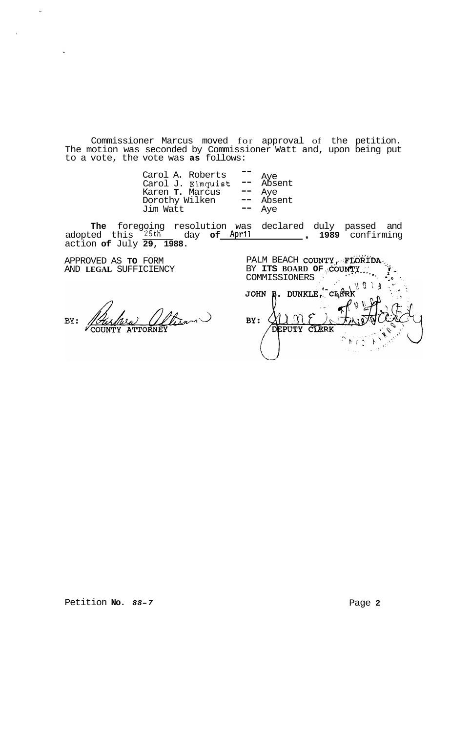Commissioner Marcus moved for approval of the petition. The motion was seconded by Commissioner Watt and, upon being put to a vote, the vote was as follows:

| | | |
|---|---|---|
| Carol A. Roberts | -- | Aye |
| Carol J. Elmquist | -- | Absent |
| Karen T. Marcus | -- | Aye |
| Dorothy Wilken | -- | Absent |
| Jim Watt | -- | Aye |

The foregoing resolution was declared duly passed and adopted this 25th day of April, 1989 confirming action of July 29, 1988.

APPROVED AS TO FORM AND LEGAL SUFFICIENCY

BY: COUNTY ATTORNEY

PALM BEACH COUNTY, FLORIDA BY ITS BOARD OF COUNTY COMMISSIONERS

JOHN B. DUNKLE, CLERK

BY: DEPUTY CLERK

Petition No. 88-7